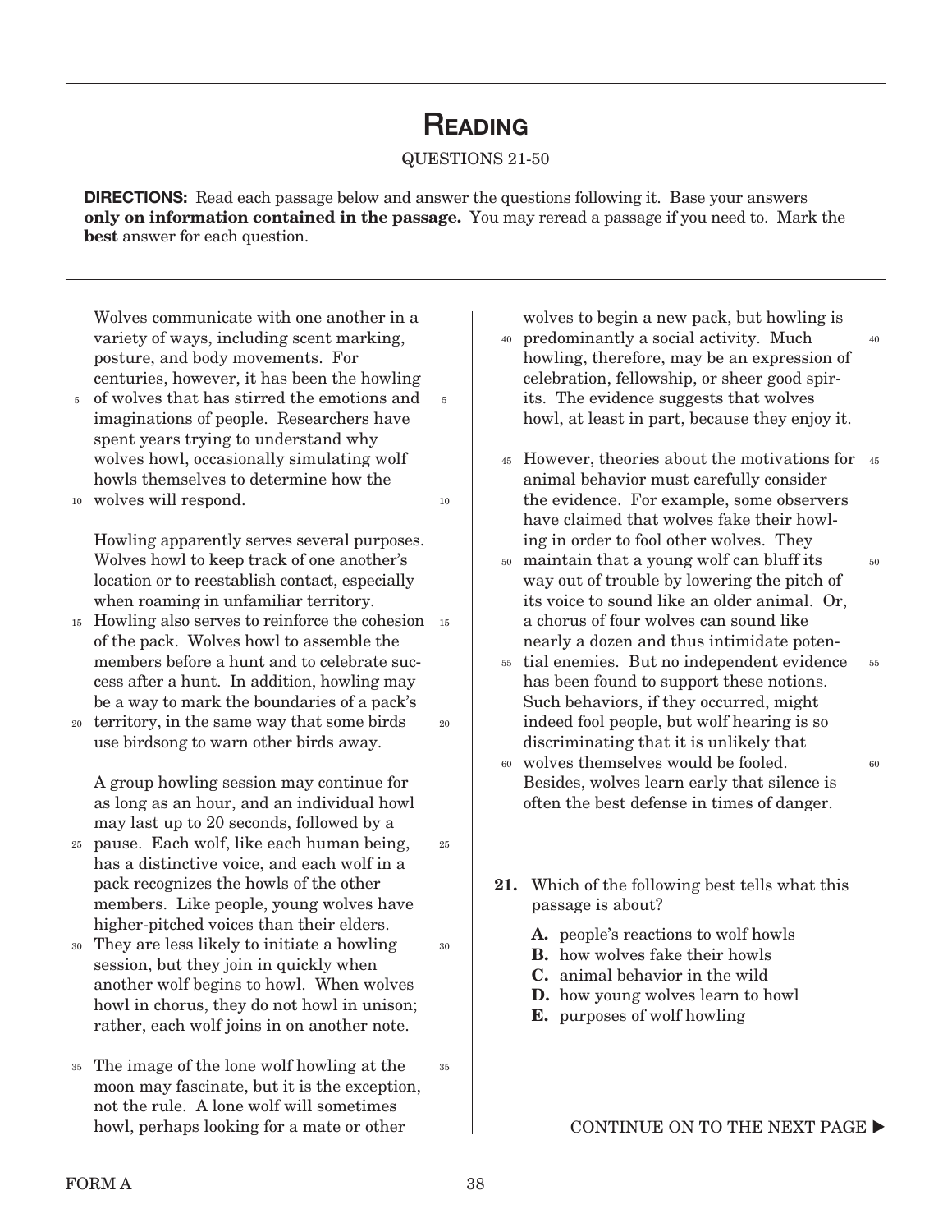# Reading

QUESTIONS 21-50

**DIRECTIONS:** Read each passage below and answer the questions following it. Base your answers **only on information contained in the passage.** You may reread a passage if you need to. Mark the **best** answer for each question.

Wolves communicate with one another in a variety of ways, including scent marking, posture, and body movements. For centuries, however, it has been the howling of wolves that has stirred the emotions and imaginations of people. Researchers have spent years trying to understand why wolves howl, occasionally simulating wolf howls themselves to determine how the wolves will respond.

Howling apparently serves several purposes. Wolves howl to keep track of one another's location or to reestablish contact, especially when roaming in unfamiliar territory. Howling also serves to reinforce the cohesion of the pack. Wolves howl to assemble the members before a hunt and to celebrate success after a hunt. In addition, howling may be a way to mark the boundaries of a pack's territory, in the same way that some birds use birdsong to warn other birds away.

A group howling session may continue for as long as an hour, and an individual howl may last up to 20 seconds, followed by a pause. Each wolf, like each human being, has a distinctive voice, and each wolf in a pack recognizes the howls of the other members. Like people, young wolves have higher-pitched voices than their elders. They are less likely to initiate a howling session, but they join in quickly when another wolf begins to howl. When wolves howl in chorus, they do not howl in unison; rather, each wolf joins in on another note.

The image of the lone wolf howling at the moon may fascinate, but it is the exception, not the rule. A lone wolf will sometimes howl, perhaps looking for a mate or other wolves to begin a new pack, but howling is predominantly a social activity. Much howling, therefore, may be an expression of celebration, fellowship, or sheer good spirits. The evidence suggests that wolves howl, at least in part, because they enjoy it.

However, theories about the motivations for animal behavior must carefully consider the evidence. For example, some observers have claimed that wolves fake their howling in order to fool other wolves. They maintain that a young wolf can bluff its way out of trouble by lowering the pitch of its voice to sound like an older animal. Or, a chorus of four wolves can sound like nearly a dozen and thus intimidate potential enemies. But no independent evidence has been found to support these notions. Such behaviors, if they occurred, might indeed fool people, but wolf hearing is so discriminating that it is unlikely that wolves themselves would be fooled. Besides, wolves learn early that silence is often the best defense in times of danger.

**21.** Which of the following best tells what this passage is about?

- **A.** people's reactions to wolf howls
- **B.** how wolves fake their howls
- **C.** animal behavior in the wild
- **D.** how young wolves learn to howl
- **E.** purposes of wolf howling

CONTINUE ON TO THE NEXT PAGE ▶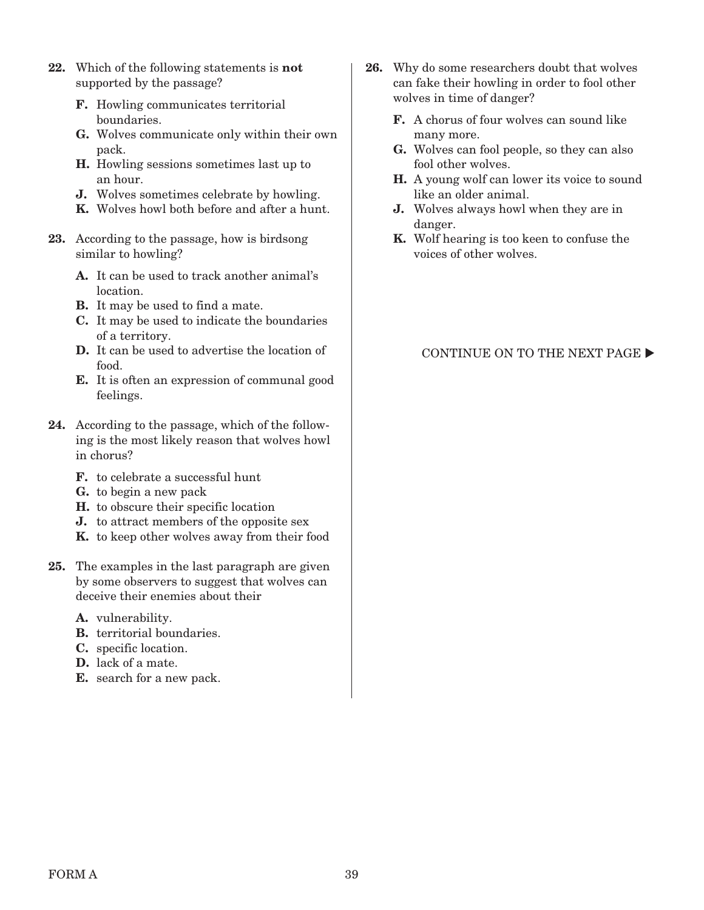**22.** Which of the following statements is **not** supported by the passage?

- **F.** Howling communicates territorial boundaries.
- **G.** Wolves communicate only within their own pack.
- **H.** Howling sessions sometimes last up to an hour.
- **J.** Wolves sometimes celebrate by howling.
- **K.** Wolves howl both before and after a hunt.

**23.** According to the passage, how is birdsong similar to howling?

- **A.** It can be used to track another animal's location.
- **B.** It may be used to find a mate.
- **C.** It may be used to indicate the boundaries of a territory.
- **D.** It can be used to advertise the location of food.
- **E.** It is often an expression of communal good feelings.

**24.** According to the passage, which of the following is the most likely reason that wolves howl in chorus?

- **F.** to celebrate a successful hunt
- **G.** to begin a new pack
- **H.** to obscure their specific location
- **J.** to attract members of the opposite sex
- **K.** to keep other wolves away from their food

**25.** The examples in the last paragraph are given by some observers to suggest that wolves can deceive their enemies about their

- **A.** vulnerability.
- **B.** territorial boundaries.
- **C.** specific location.
- **D.** lack of a mate.
- **E.** search for a new pack.

**26.** Why do some researchers doubt that wolves can fake their howling in order to fool other wolves in time of danger?

- **F.** A chorus of four wolves can sound like many more.
- **G.** Wolves can fool people, so they can also fool other wolves.
- **H.** A young wolf can lower its voice to sound like an older animal.
- **J.** Wolves always howl when they are in danger.
- **K.** Wolf hearing is too keen to confuse the voices of other wolves.

CONTINUE ON TO THE NEXT PAGE ▶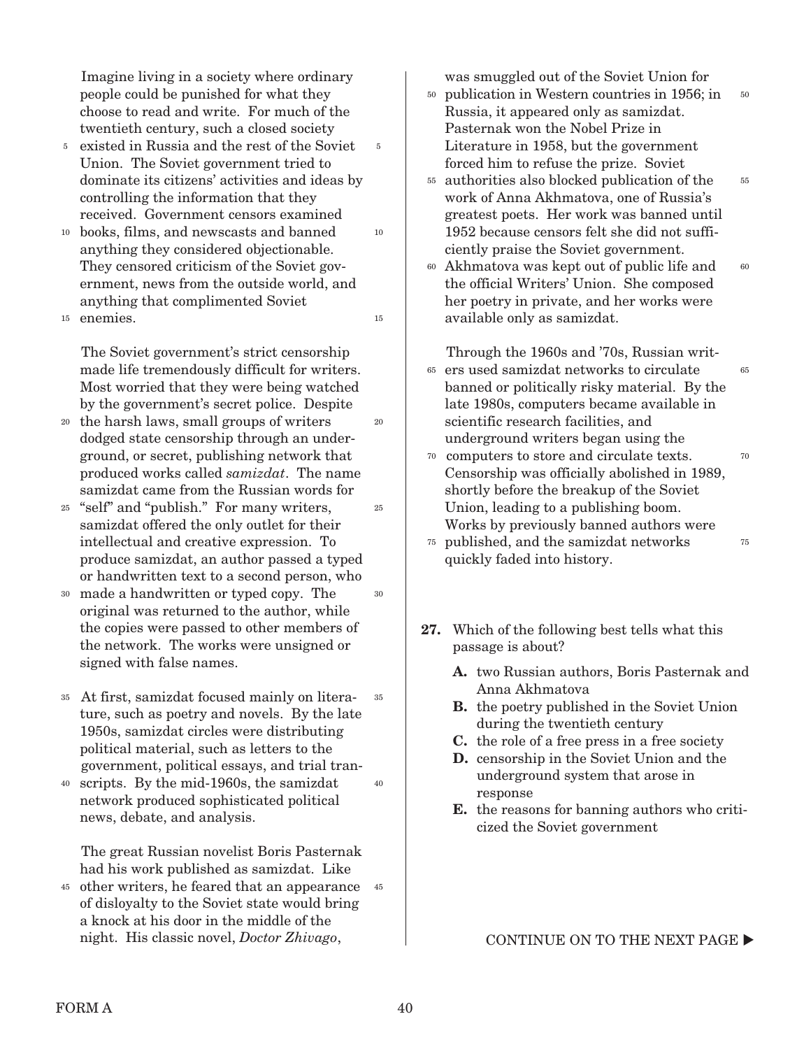Imagine living in a society where ordinary people could be punished for what they choose to read and write. For much of the twentieth century, such a closed society existed in Russia and the rest of the Soviet Union. The Soviet government tried to dominate its citizens' activities and ideas by controlling the information that they received. Government censors examined books, films, and newscasts and banned anything they considered objectionable. They censored criticism of the Soviet government, news from the outside world, and anything that complimented Soviet enemies.

The Soviet government's strict censorship made life tremendously difficult for writers. Most worried that they were being watched by the government's secret police. Despite the harsh laws, small groups of writers dodged state censorship through an underground, or secret, publishing network that produced works called *samizdat*. The name samizdat came from the Russian words for "self" and "publish." For many writers, samizdat offered the only outlet for their intellectual and creative expression. To produce samizdat, an author passed a typed or handwritten text to a second person, who made a handwritten or typed copy. The original was returned to the author, while the copies were passed to other members of the network. The works were unsigned or signed with false names.

At first, samizdat focused mainly on literature, such as poetry and novels. By the late 1950s, samizdat circles were distributing political material, such as letters to the government, political essays, and trial transcripts. By the mid-1960s, the samizdat network produced sophisticated political news, debate, and analysis.

The great Russian novelist Boris Pasternak had his work published as samizdat. Like other writers, he feared that an appearance of disloyalty to the Soviet state would bring a knock at his door in the middle of the night. His classic novel, *Doctor Zhivago*, was smuggled out of the Soviet Union for publication in Western countries in 1956; in Russia, it appeared only as samizdat. Pasternak won the Nobel Prize in Literature in 1958, but the government forced him to refuse the prize. Soviet authorities also blocked publication of the work of Anna Akhmatova, one of Russia's greatest poets. Her work was banned until 1952 because censors felt she did not sufficiently praise the Soviet government. Akhmatova was kept out of public life and the official Writers' Union. She composed her poetry in private, and her works were available only as samizdat.

Through the 1960s and '70s, Russian writers used samizdat networks to circulate banned or politically risky material. By the late 1980s, computers became available in scientific research facilities, and underground writers began using the computers to store and circulate texts. Censorship was officially abolished in 1989, shortly before the breakup of the Soviet Union, leading to a publishing boom. Works by previously banned authors were published, and the samizdat networks quickly faded into history.

**27.** Which of the following best tells what this passage is about?

- **A.** two Russian authors, Boris Pasternak and Anna Akhmatova
- **B.** the poetry published in the Soviet Union during the twentieth century
- **C.** the role of a free press in a free society
- **D.** censorship in the Soviet Union and the underground system that arose in response
- **E.** the reasons for banning authors who criticized the Soviet government

CONTINUE ON TO THE NEXT PAGE ▶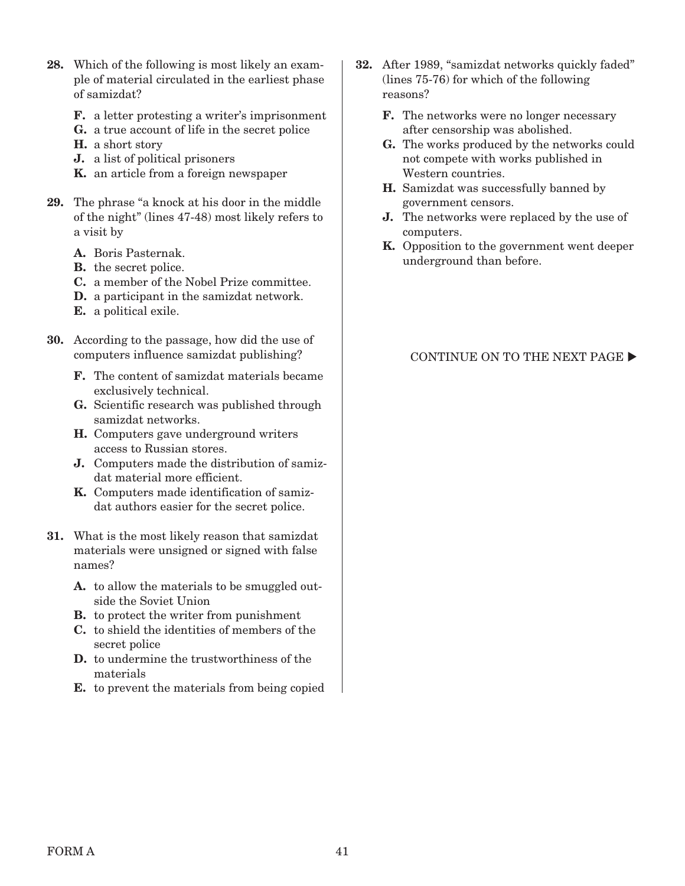**28.** Which of the following is most likely an example of material circulated in the earliest phase of samizdat?

- **F.** a letter protesting a writer's imprisonment
- **G.** a true account of life in the secret police
- **H.** a short story
- **J.** a list of political prisoners
- **K.** an article from a foreign newspaper

**29.** The phrase "a knock at his door in the middle of the night" (lines 47-48) most likely refers to a visit by

- **A.** Boris Pasternak.
- **B.** the secret police.
- **C.** a member of the Nobel Prize committee.
- **D.** a participant in the samizdat network.
- **E.** a political exile.

**30.** According to the passage, how did the use of computers influence samizdat publishing?

- **F.** The content of samizdat materials became exclusively technical.
- **G.** Scientific research was published through samizdat networks.
- **H.** Computers gave underground writers access to Russian stores.
- **J.** Computers made the distribution of samizdat material more efficient.
- **K.** Computers made identification of samizdat authors easier for the secret police.

**31.** What is the most likely reason that samizdat materials were unsigned or signed with false names?

- **A.** to allow the materials to be smuggled outside the Soviet Union
- **B.** to protect the writer from punishment
- **C.** to shield the identities of members of the secret police
- **D.** to undermine the trustworthiness of the materials
- **E.** to prevent the materials from being copied

**32.** After 1989, "samizdat networks quickly faded" (lines 75-76) for which of the following reasons?

- **F.** The networks were no longer necessary after censorship was abolished.
- **G.** The works produced by the networks could not compete with works published in Western countries.
- **H.** Samizdat was successfully banned by government censors.
- **J.** The networks were replaced by the use of computers.
- **K.** Opposition to the government went deeper underground than before.

CONTINUE ON TO THE NEXT PAGE ▶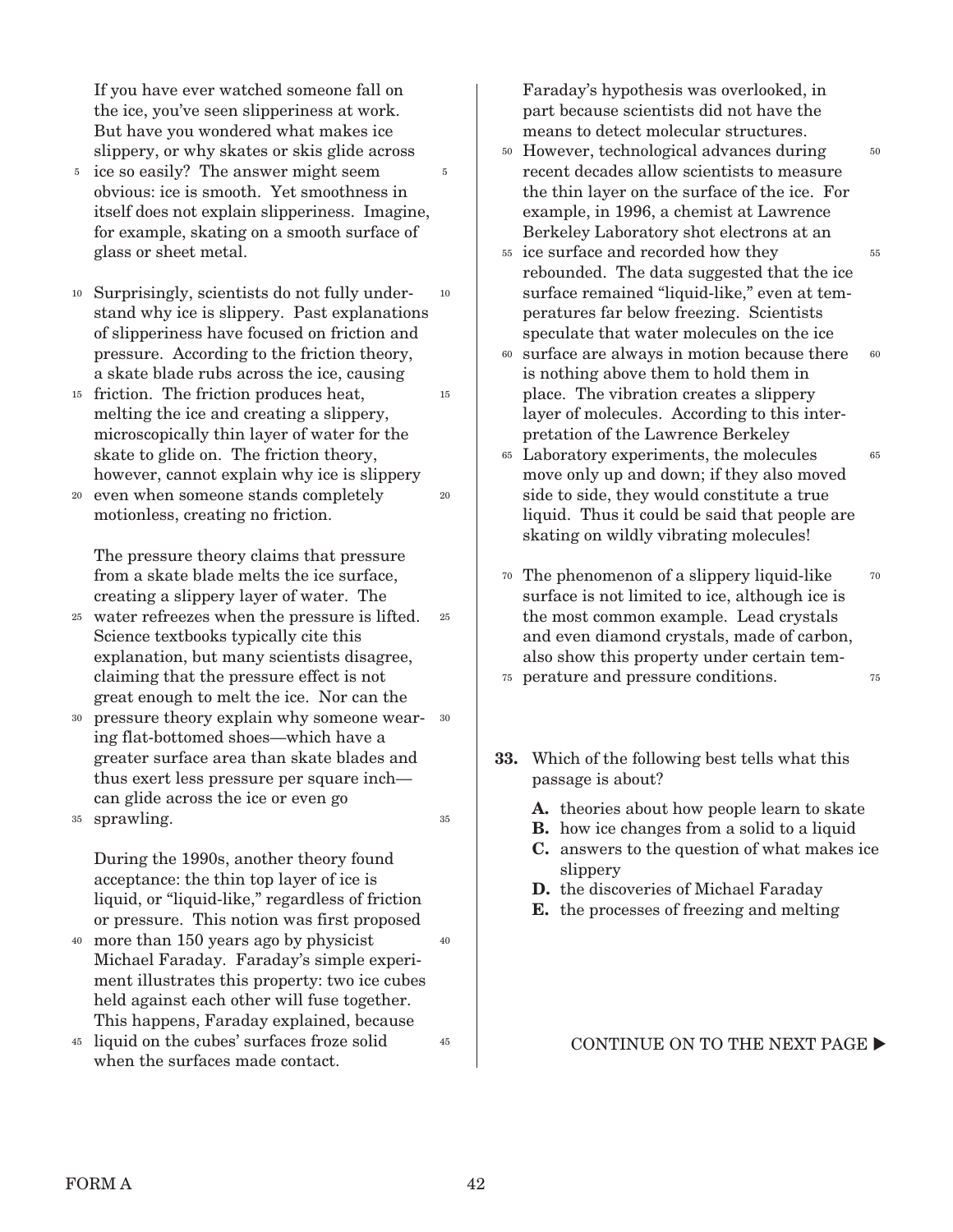If you have ever watched someone fall on the ice, you've seen slipperiness at work. But have you wondered what makes ice slippery, or why skates or skis glide across ice so easily? The answer might seem obvious: ice is smooth. Yet smoothness in itself does not explain slipperiness. Imagine, for example, skating on a smooth surface of glass or sheet metal.

Surprisingly, scientists do not fully understand why ice is slippery. Past explanations of slipperiness have focused on friction and pressure. According to the friction theory, a skate blade rubs across the ice, causing friction. The friction produces heat, melting the ice and creating a slippery, microscopically thin layer of water for the skate to glide on. The friction theory, however, cannot explain why ice is slippery even when someone stands completely motionless, creating no friction.

The pressure theory claims that pressure from a skate blade melts the ice surface, creating a slippery layer of water. The water refreezes when the pressure is lifted. Science textbooks typically cite this explanation, but many scientists disagree, claiming that the pressure effect is not great enough to melt the ice. Nor can the pressure theory explain why someone wearing flat-bottomed shoes—which have a greater surface area than skate blades and thus exert less pressure per square inch—can glide across the ice or even go sprawling.

During the 1990s, another theory found acceptance: the thin top layer of ice is liquid, or "liquid-like," regardless of friction or pressure. This notion was first proposed more than 150 years ago by physicist Michael Faraday. Faraday's simple experiment illustrates this property: two ice cubes held against each other will fuse together. This happens, Faraday explained, because liquid on the cubes' surfaces froze solid when the surfaces made contact.

Faraday's hypothesis was overlooked, in part because scientists did not have the means to detect molecular structures. However, technological advances during recent decades allow scientists to measure the thin layer on the surface of the ice. For example, in 1996, a chemist at Lawrence Berkeley Laboratory shot electrons at an ice surface and recorded how they rebounded. The data suggested that the ice surface remained "liquid-like," even at temperatures far below freezing. Scientists speculate that water molecules on the ice surface are always in motion because there is nothing above them to hold them in place. The vibration creates a slippery layer of molecules. According to this interpretation of the Lawrence Berkeley Laboratory experiments, the molecules move only up and down; if they also moved side to side, they would constitute a true liquid. Thus it could be said that people are skating on wildly vibrating molecules!

The phenomenon of a slippery liquid-like surface is not limited to ice, although ice is the most common example. Lead crystals and even diamond crystals, made of carbon, also show this property under certain temperature and pressure conditions.

**33.** Which of the following best tells what this passage is about?

- **A.** theories about how people learn to skate
- **B.** how ice changes from a solid to a liquid
- **C.** answers to the question of what makes ice slippery
- **D.** the discoveries of Michael Faraday
- **E.** the processes of freezing and melting

CONTINUE ON TO THE NEXT PAGE ▶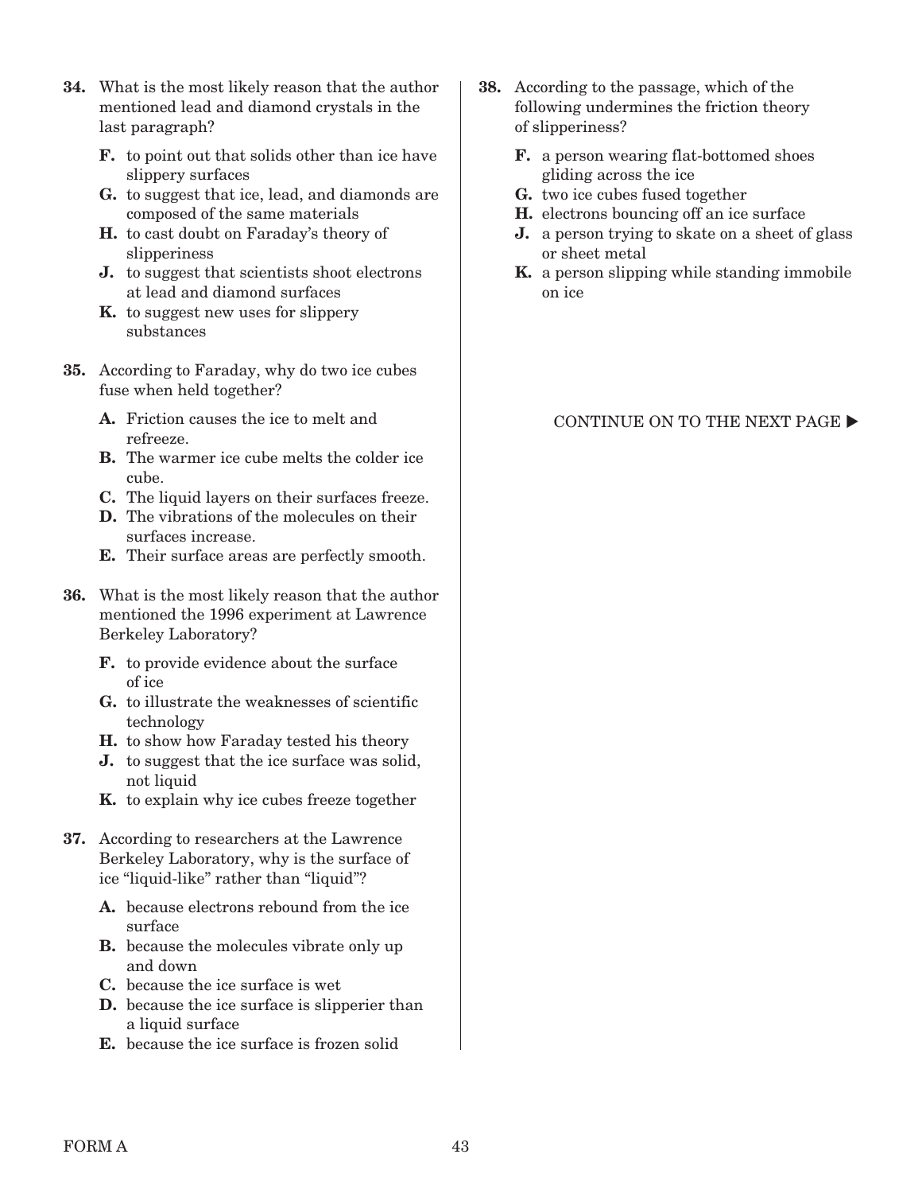**34.** What is the most likely reason that the author mentioned lead and diamond crystals in the last paragraph?

- **F.** to point out that solids other than ice have slippery surfaces
- **G.** to suggest that ice, lead, and diamonds are composed of the same materials
- **H.** to cast doubt on Faraday's theory of slipperiness
- **J.** to suggest that scientists shoot electrons at lead and diamond surfaces
- **K.** to suggest new uses for slippery substances

**35.** According to Faraday, why do two ice cubes fuse when held together?

- **A.** Friction causes the ice to melt and refreeze.
- **B.** The warmer ice cube melts the colder ice cube.
- **C.** The liquid layers on their surfaces freeze.
- **D.** The vibrations of the molecules on their surfaces increase.
- **E.** Their surface areas are perfectly smooth.

**36.** What is the most likely reason that the author mentioned the 1996 experiment at Lawrence Berkeley Laboratory?

- **F.** to provide evidence about the surface of ice
- **G.** to illustrate the weaknesses of scientific technology
- **H.** to show how Faraday tested his theory
- **J.** to suggest that the ice surface was solid, not liquid
- **K.** to explain why ice cubes freeze together

**37.** According to researchers at the Lawrence Berkeley Laboratory, why is the surface of ice "liquid-like" rather than "liquid"?

- **A.** because electrons rebound from the ice surface
- **B.** because the molecules vibrate only up and down
- **C.** because the ice surface is wet
- **D.** because the ice surface is slipperier than a liquid surface
- **E.** because the ice surface is frozen solid

**38.** According to the passage, which of the following undermines the friction theory of slipperiness?

- **F.** a person wearing flat-bottomed shoes gliding across the ice
- **G.** two ice cubes fused together
- **H.** electrons bouncing off an ice surface
- **J.** a person trying to skate on a sheet of glass or sheet metal
- **K.** a person slipping while standing immobile on ice

CONTINUE ON TO THE NEXT PAGE ▶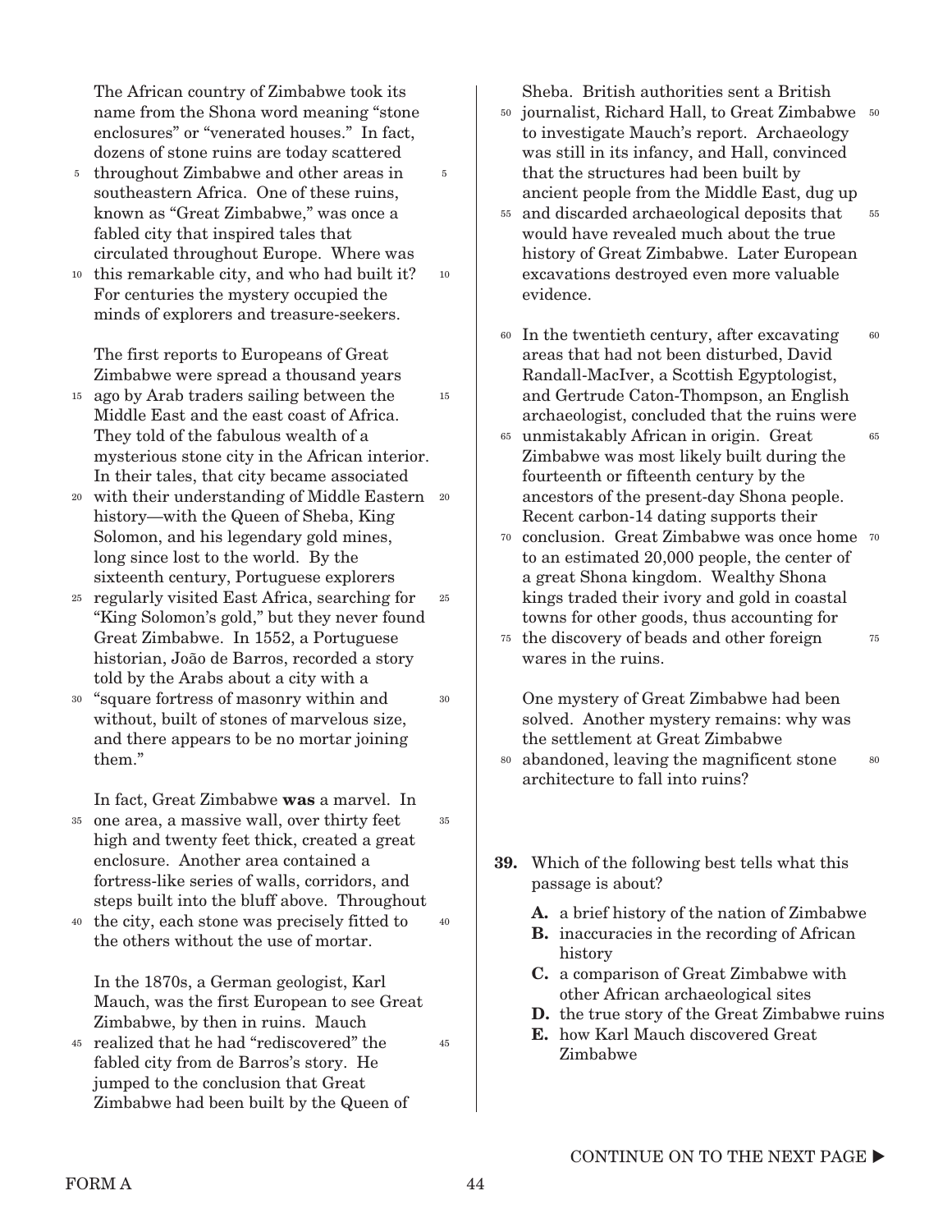The African country of Zimbabwe took its name from the Shona word meaning "stone enclosures" or "venerated houses." In fact, dozens of stone ruins are today scattered throughout Zimbabwe and other areas in southeastern Africa. One of these ruins, known as "Great Zimbabwe," was once a fabled city that inspired tales that circulated throughout Europe. Where was this remarkable city, and who had built it? For centuries the mystery occupied the minds of explorers and treasure-seekers.

The first reports to Europeans of Great Zimbabwe were spread a thousand years ago by Arab traders sailing between the Middle East and the east coast of Africa. They told of the fabulous wealth of a mysterious stone city in the African interior. In their tales, that city became associated with their understanding of Middle Eastern history—with the Queen of Sheba, King Solomon, and his legendary gold mines, long since lost to the world. By the sixteenth century, Portuguese explorers regularly visited East Africa, searching for "King Solomon's gold," but they never found Great Zimbabwe. In 1552, a Portuguese historian, João de Barros, recorded a story told by the Arabs about a city with a "square fortress of masonry within and without, built of stones of marvelous size, and there appears to be no mortar joining them."

In fact, Great Zimbabwe **was** a marvel. In one area, a massive wall, over thirty feet high and twenty feet thick, created a great enclosure. Another area contained a fortress-like series of walls, corridors, and steps built into the bluff above. Throughout the city, each stone was precisely fitted to the others without the use of mortar.

In the 1870s, a German geologist, Karl Mauch, was the first European to see Great Zimbabwe, by then in ruins. Mauch realized that he had "rediscovered" the fabled city from de Barros's story. He jumped to the conclusion that Great Zimbabwe had been built by the Queen of Sheba. British authorities sent a British journalist, Richard Hall, to Great Zimbabwe to investigate Mauch's report. Archaeology was still in its infancy, and Hall, convinced that the structures had been built by ancient people from the Middle East, dug up and discarded archaeological deposits that would have revealed much about the true history of Great Zimbabwe. Later European excavations destroyed even more valuable evidence.

In the twentieth century, after excavating areas that had not been disturbed, David Randall-MacIver, a Scottish Egyptologist, and Gertrude Caton-Thompson, an English archaeologist, concluded that the ruins were unmistakably African in origin. Great Zimbabwe was most likely built during the fourteenth or fifteenth century by the ancestors of the present-day Shona people. Recent carbon-14 dating supports their conclusion. Great Zimbabwe was once home to an estimated 20,000 people, the center of a great Shona kingdom. Wealthy Shona kings traded their ivory and gold in coastal towns for other goods, thus accounting for the discovery of beads and other foreign wares in the ruins.

One mystery of Great Zimbabwe had been solved. Another mystery remains: why was the settlement at Great Zimbabwe abandoned, leaving the magnificent stone architecture to fall into ruins?

**39.** Which of the following best tells what this passage is about?

- **A.** a brief history of the nation of Zimbabwe
- **B.** inaccuracies in the recording of African history
- **C.** a comparison of Great Zimbabwe with other African archaeological sites
- **D.** the true story of the Great Zimbabwe ruins
- **E.** how Karl Mauch discovered Great Zimbabwe

CONTINUE ON TO THE NEXT PAGE ▶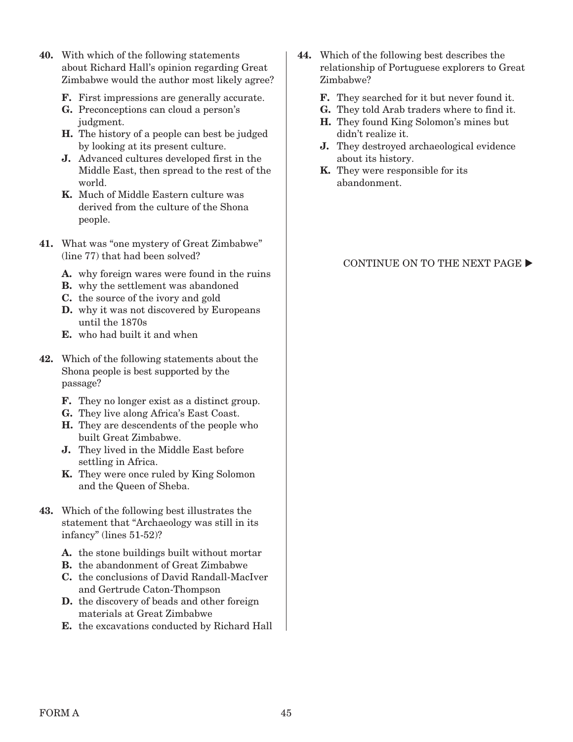**40.** With which of the following statements about Richard Hall's opinion regarding Great Zimbabwe would the author most likely agree?

- **F.** First impressions are generally accurate.
- **G.** Preconceptions can cloud a person's judgment.
- **H.** The history of a people can best be judged by looking at its present culture.
- **J.** Advanced cultures developed first in the Middle East, then spread to the rest of the world.
- **K.** Much of Middle Eastern culture was derived from the culture of the Shona people.

**41.** What was "one mystery of Great Zimbabwe" (line 77) that had been solved?

- **A.** why foreign wares were found in the ruins
- **B.** why the settlement was abandoned
- **C.** the source of the ivory and gold
- **D.** why it was not discovered by Europeans until the 1870s
- **E.** who had built it and when

**42.** Which of the following statements about the Shona people is best supported by the passage?

- **F.** They no longer exist as a distinct group.
- **G.** They live along Africa's East Coast.
- **H.** They are descendents of the people who built Great Zimbabwe.
- **J.** They lived in the Middle East before settling in Africa.
- **K.** They were once ruled by King Solomon and the Queen of Sheba.

**43.** Which of the following best illustrates the statement that "Archaeology was still in its infancy" (lines 51-52)?

- **A.** the stone buildings built without mortar
- **B.** the abandonment of Great Zimbabwe
- **C.** the conclusions of David Randall-MacIver and Gertrude Caton-Thompson
- **D.** the discovery of beads and other foreign materials at Great Zimbabwe
- **E.** the excavations conducted by Richard Hall

**44.** Which of the following best describes the relationship of Portuguese explorers to Great Zimbabwe?

- **F.** They searched for it but never found it.
- **G.** They told Arab traders where to find it.
- **H.** They found King Solomon's mines but didn't realize it.
- **J.** They destroyed archaeological evidence about its history.
- **K.** They were responsible for its abandonment.

CONTINUE ON TO THE NEXT PAGE ▶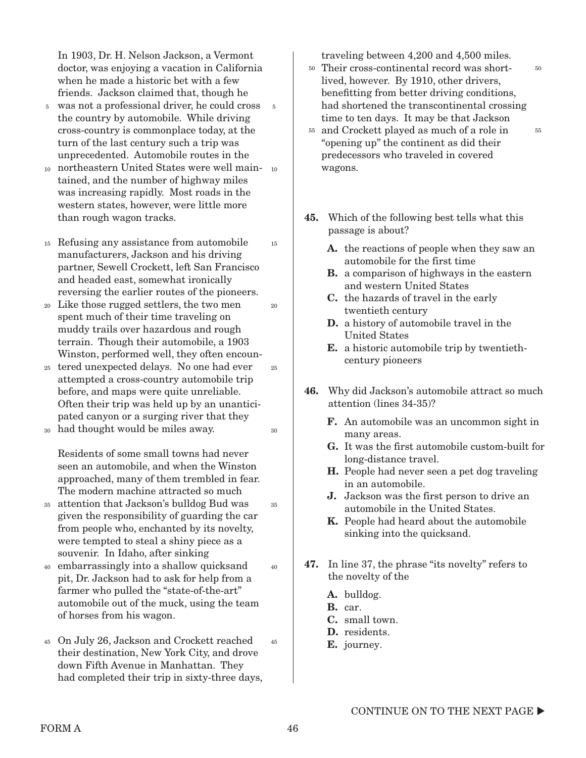In 1903, Dr. H. Nelson Jackson, a Vermont doctor, was enjoying a vacation in California when he made a historic bet with a few friends. Jackson claimed that, though he was not a professional driver, he could cross the country by automobile. While driving cross-country is commonplace today, at the turn of the last century such a trip was unprecedented. Automobile routes in the northeastern United States were well maintained, and the number of highway miles was increasing rapidly. Most roads in the western states, however, were little more than rough wagon tracks.

Refusing any assistance from automobile manufacturers, Jackson and his driving partner, Sewell Crockett, left San Francisco and headed east, somewhat ironically reversing the earlier routes of the pioneers. Like those rugged settlers, the two men spent much of their time traveling on muddy trails over hazardous and rough terrain. Though their automobile, a 1903 Winston, performed well, they often encountered unexpected delays. No one had ever attempted a cross-country automobile trip before, and maps were quite unreliable. Often their trip was held up by an unanticipated canyon or a surging river that they had thought would be miles away.

Residents of some small towns had never seen an automobile, and when the Winston approached, many of them trembled in fear. The modern machine attracted so much attention that Jackson's bulldog Bud was given the responsibility of guarding the car from people who, enchanted by its novelty, were tempted to steal a shiny piece as a souvenir. In Idaho, after sinking embarrassingly into a shallow quicksand pit, Dr. Jackson had to ask for help from a farmer who pulled the "state-of-the-art" automobile out of the muck, using the team of horses from his wagon.

On July 26, Jackson and Crockett reached their destination, New York City, and drove down Fifth Avenue in Manhattan. They had completed their trip in sixty-three days, traveling between 4,200 and 4,500 miles. Their cross-continental record was short-lived, however. By 1910, other drivers, benefitting from better driving conditions, had shortened the transcontinental crossing time to ten days. It may be that Jackson and Crockett played as much of a role in "opening up" the continent as did their predecessors who traveled in covered wagons.

**45.** Which of the following best tells what this passage is about?

- **A.** the reactions of people when they saw an automobile for the first time
- **B.** a comparison of highways in the eastern and western United States
- **C.** the hazards of travel in the early twentieth century
- **D.** a history of automobile travel in the United States
- **E.** a historic automobile trip by twentieth-century pioneers

**46.** Why did Jackson's automobile attract so much attention (lines 34-35)?

- **F.** An automobile was an uncommon sight in many areas.
- **G.** It was the first automobile custom-built for long-distance travel.
- **H.** People had never seen a pet dog traveling in an automobile.
- **J.** Jackson was the first person to drive an automobile in the United States.
- **K.** People had heard about the automobile sinking into the quicksand.

**47.** In line 37, the phrase "its novelty" refers to the novelty of the

- **A.** bulldog.
- **B.** car.
- **C.** small town.
- **D.** residents.
- **E.** journey.

CONTINUE ON TO THE NEXT PAGE ▶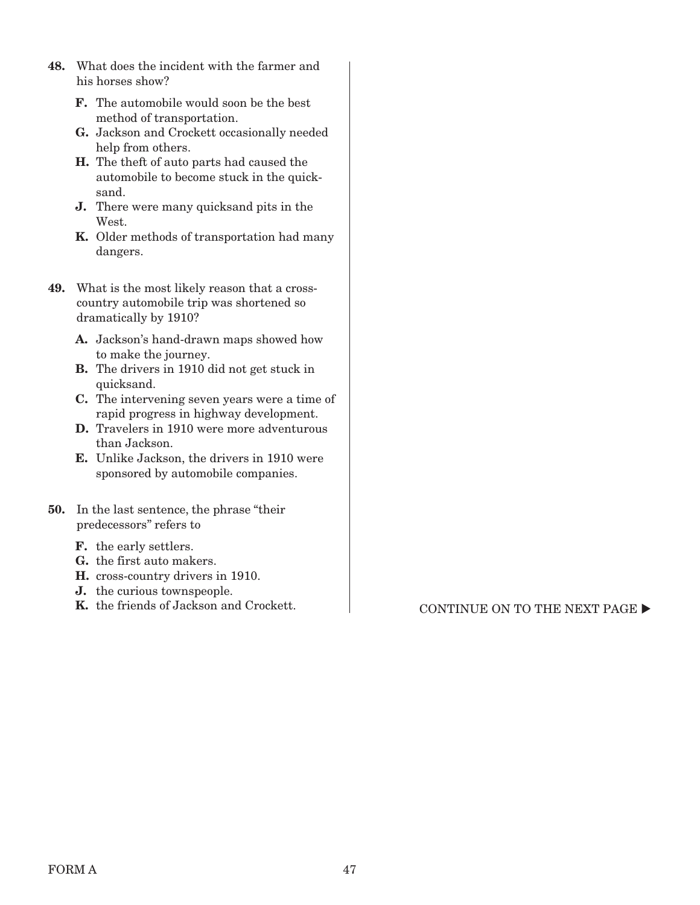**48.** What does the incident with the farmer and his horses show?

- **F.** The automobile would soon be the best method of transportation.
- **G.** Jackson and Crockett occasionally needed help from others.
- **H.** The theft of auto parts had caused the automobile to become stuck in the quicksand.
- **J.** There were many quicksand pits in the West.
- **K.** Older methods of transportation had many dangers.

**49.** What is the most likely reason that a cross-country automobile trip was shortened so dramatically by 1910?

- **A.** Jackson's hand-drawn maps showed how to make the journey.
- **B.** The drivers in 1910 did not get stuck in quicksand.
- **C.** The intervening seven years were a time of rapid progress in highway development.
- **D.** Travelers in 1910 were more adventurous than Jackson.
- **E.** Unlike Jackson, the drivers in 1910 were sponsored by automobile companies.

**50.** In the last sentence, the phrase "their predecessors" refers to

- **F.** the early settlers.
- **G.** the first auto makers.
- **H.** cross-country drivers in 1910.
- **J.** the curious townspeople.
- **K.** the friends of Jackson and Crockett.

CONTINUE ON TO THE NEXT PAGE ▶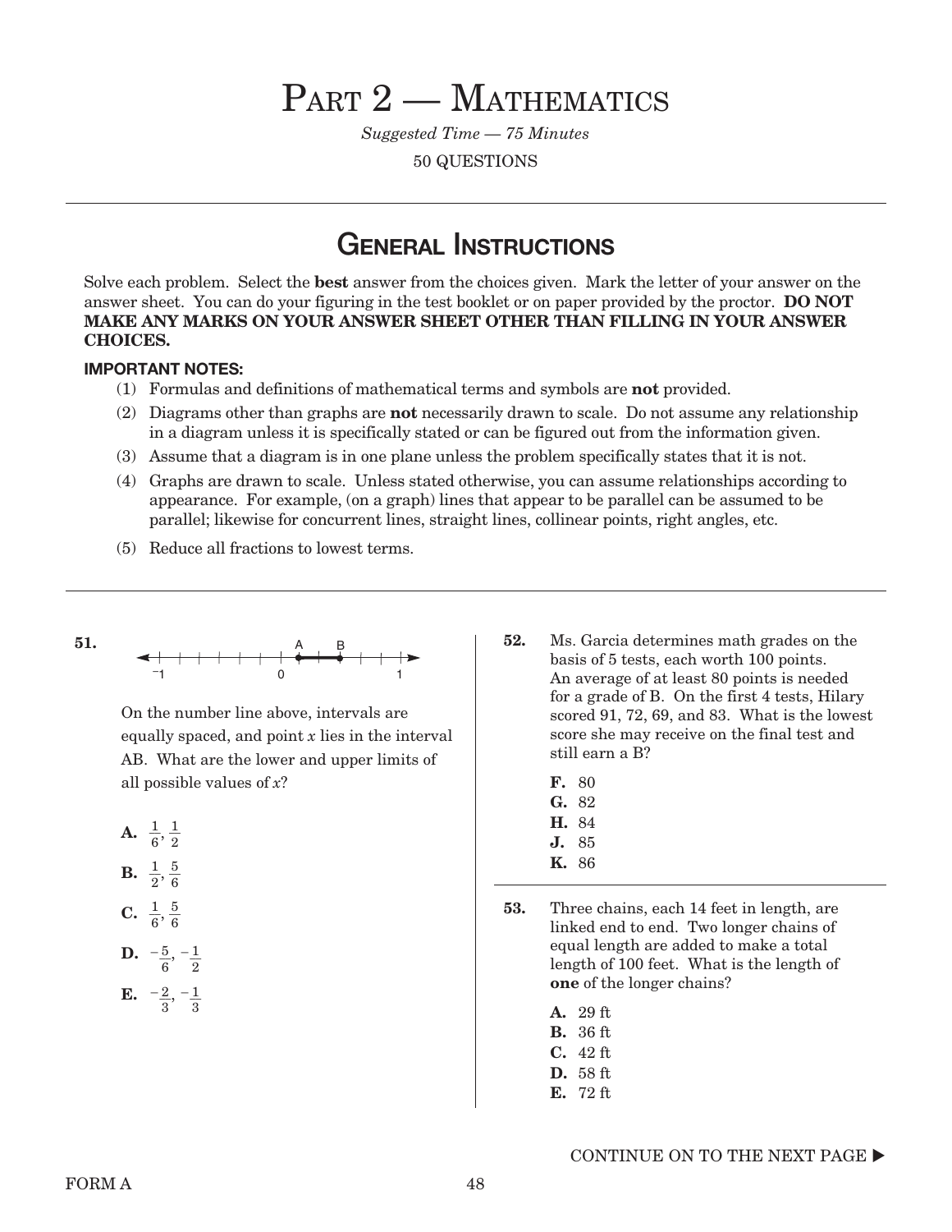# Part 2 — Mathematics

*Suggested Time — 75 Minutes*

50 QUESTIONS

## General Instructions

Solve each problem. Select the **best** answer from the choices given. Mark the letter of your answer on the answer sheet. You can do your figuring in the test booklet or on paper provided by the proctor. **DO NOT MAKE ANY MARKS ON YOUR ANSWER SHEET OTHER THAN FILLING IN YOUR ANSWER CHOICES.**

**IMPORTANT NOTES:**

(1) Formulas and definitions of mathematical terms and symbols are **not** provided.

(2) Diagrams other than graphs are **not** necessarily drawn to scale. Do not assume any relationship in a diagram unless it is specifically stated or can be figured out from the information given.

(3) Assume that a diagram is in one plane unless the problem specifically states that it is not.

(4) Graphs are drawn to scale. Unless stated otherwise, you can assume relationships according to appearance. For example, (on a graph) lines that appear to be parallel can be assumed to be parallel; likewise for concurrent lines, straight lines, collinear points, right angles, etc.

(5) Reduce all fractions to lowest terms.

---

**51.** [Number line from $^-1$ to 1 with points A and B marked between 0 and 1]

On the number line above, intervals are equally spaced, and point $x$ lies in the interval AB. What are the lower and upper limits of all possible values of $x$?

**A.** $\frac{1}{6}, \frac{1}{2}$

**B.** $\frac{1}{2}, \frac{5}{6}$

**C.** $\frac{1}{6}, \frac{5}{6}$

**D.** $-\frac{5}{6}, -\frac{1}{2}$

**E.** $-\frac{2}{3}, -\frac{1}{3}$

**52.** Ms. Garcia determines math grades on the basis of 5 tests, each worth 100 points. An average of at least 80 points is needed for a grade of B. On the first 4 tests, Hilary scored 91, 72, 69, and 83. What is the lowest score she may receive on the final test and still earn a B?

**F.** 80

**G.** 82

**H.** 84

**J.** 85

**K.** 86

**53.** Three chains, each 14 feet in length, are linked end to end. Two longer chains of equal length are added to make a total length of 100 feet. What is the length of **one** of the longer chains?

**A.** 29 ft

**B.** 36 ft

**C.** 42 ft

**D.** 58 ft

**E.** 72 ft

CONTINUE ON TO THE NEXT PAGE ▶

FORM A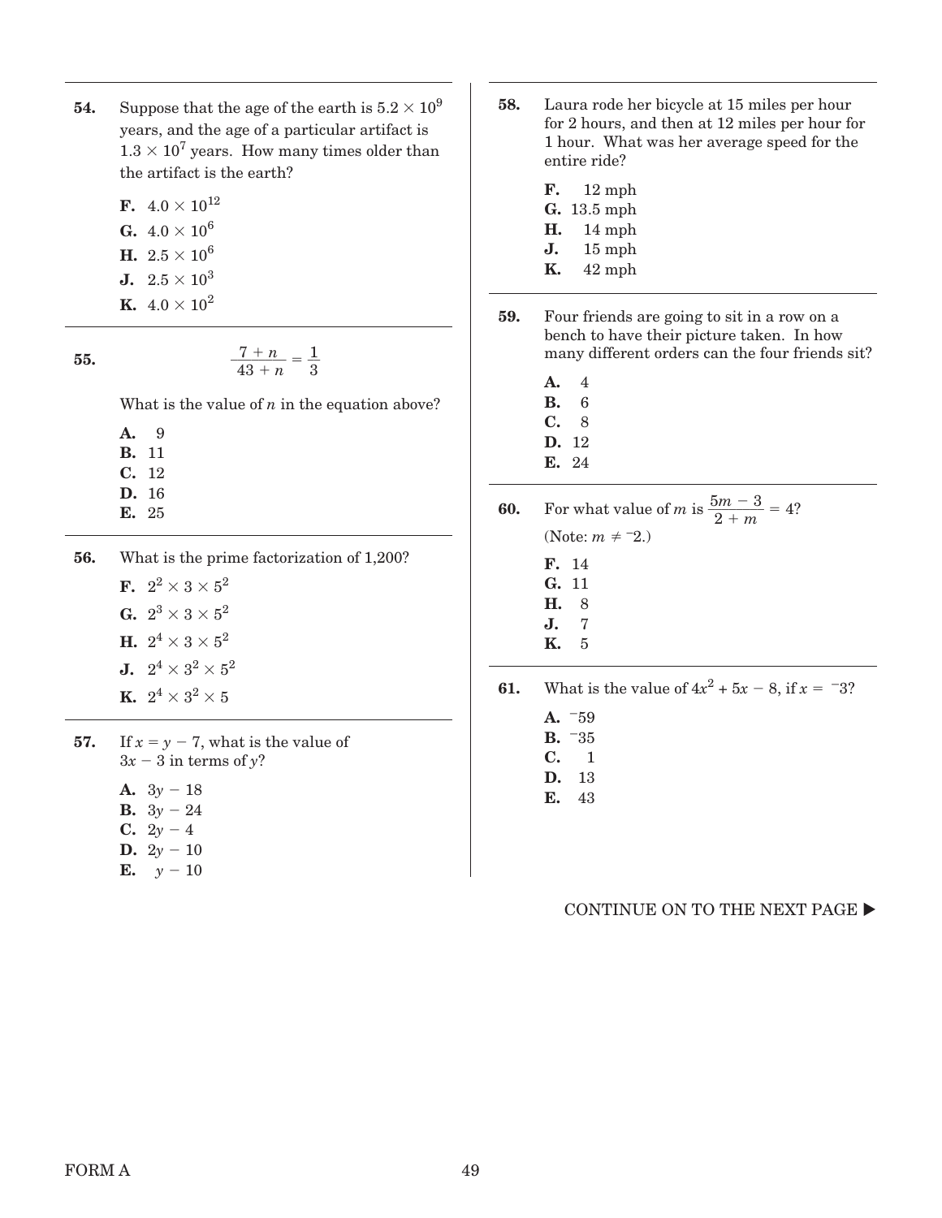**54.** Suppose that the age of the earth is $5.2 \times 10^9$ years, and the age of a particular artifact is $1.3 \times 10^7$ years. How many times older than the artifact is the earth?

**F.** $4.0 \times 10^{12}$
**G.** $4.0 \times 10^6$
**H.** $2.5 \times 10^6$
**J.** $2.5 \times 10^3$
**K.** $4.0 \times 10^2$

**55.**

$$\frac{7 + n}{43 + n} = \frac{1}{3}$$

What is the value of $n$ in the equation above?

**A.** 9
**B.** 11
**C.** 12
**D.** 16
**E.** 25

**56.** What is the prime factorization of 1,200?

**F.** $2^2 \times 3 \times 5^2$
**G.** $2^3 \times 3 \times 5^2$
**H.** $2^4 \times 3 \times 5^2$
**J.** $2^4 \times 3^2 \times 5^2$
**K.** $2^4 \times 3^2 \times 5$

**57.** If $x = y - 7$, what is the value of $3x - 3$ in terms of $y$?

**A.** $3y - 18$
**B.** $3y - 24$
**C.** $2y - 4$
**D.** $2y - 10$
**E.** $y - 10$

**58.** Laura rode her bicycle at 15 miles per hour for 2 hours, and then at 12 miles per hour for 1 hour. What was her average speed for the entire ride?

**F.** 12 mph
**G.** 13.5 mph
**H.** 14 mph
**J.** 15 mph
**K.** 42 mph

**59.** Four friends are going to sit in a row on a bench to have their picture taken. In how many different orders can the four friends sit?

**A.** 4
**B.** 6
**C.** 8
**D.** 12
**E.** 24

**60.** For what value of $m$ is $\frac{5m - 3}{2 + m} = 4$?
(Note: $m \neq {}^{-}2$.)

**F.** 14
**G.** 11
**H.** 8
**J.** 7
**K.** 5

**61.** What is the value of $4x^2 + 5x - 8$, if $x = {}^{-}3$?

**A.** $^{-}59$
**B.** $^{-}35$
**C.** 1
**D.** 13
**E.** 43

CONTINUE ON TO THE NEXT PAGE ▶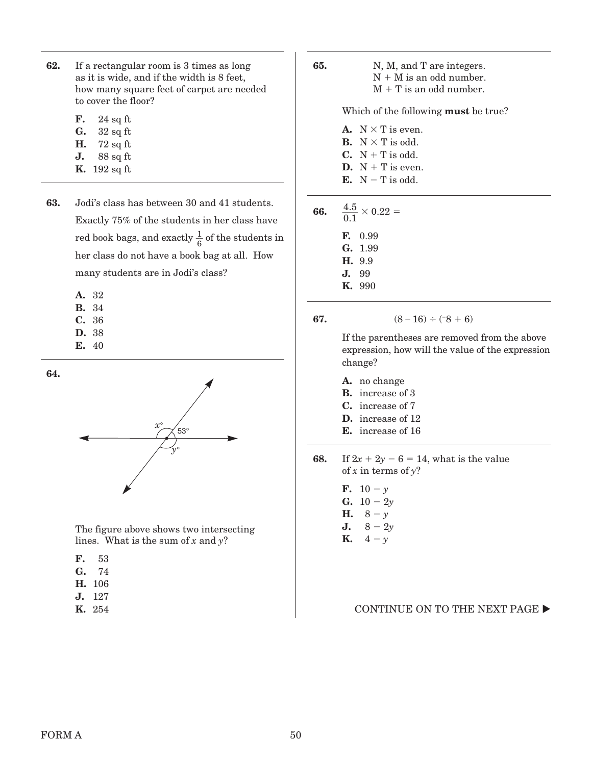**62.** If a rectangular room is 3 times as long as it is wide, and if the width is 8 feet, how many square feet of carpet are needed to cover the floor?

- **F.** 24 sq ft
- **G.** 32 sq ft
- **H.** 72 sq ft
- **J.** 88 sq ft
- **K.** 192 sq ft

**63.** Jodi's class has between 30 and 41 students. Exactly 75% of the students in her class have red book bags, and exactly $\frac{1}{6}$ of the students in her class do not have a book bag at all. How many students are in Jodi's class?

- **A.** 32
- **B.** 34
- **C.** 36
- **D.** 38
- **E.** 40

**64.**

$x°$ 53° $y°$

The figure above shows two intersecting lines. What is the sum of $x$ and $y$?

- **F.** 53
- **G.** 74
- **H.** 106
- **J.** 127
- **K.** 254

**65.** N, M, and T are integers.
N + M is an odd number.
M + T is an odd number.

Which of the following **must** be true?

- **A.** N × T is even.
- **B.** N × T is odd.
- **C.** N + T is odd.
- **D.** N + T is even.
- **E.** N − T is odd.

**66.** $\frac{4.5}{0.1} \times 0.22 =$

- **F.** 0.99
- **G.** 1.99
- **H.** 9.9
- **J.** 99
- **K.** 990

**67.** $(8 - 16) \div (^{-}8 + 6)$

If the parentheses are removed from the above expression, how will the value of the expression change?

- **A.** no change
- **B.** increase of 3
- **C.** increase of 7
- **D.** increase of 12
- **E.** increase of 16

**68.** If $2x + 2y - 6 = 14$, what is the value of $x$ in terms of $y$?

- **F.** $10 - y$
- **G.** $10 - 2y$
- **H.** $8 - y$
- **J.** $8 - 2y$
- **K.** $4 - y$

CONTINUE ON TO THE NEXT PAGE ▶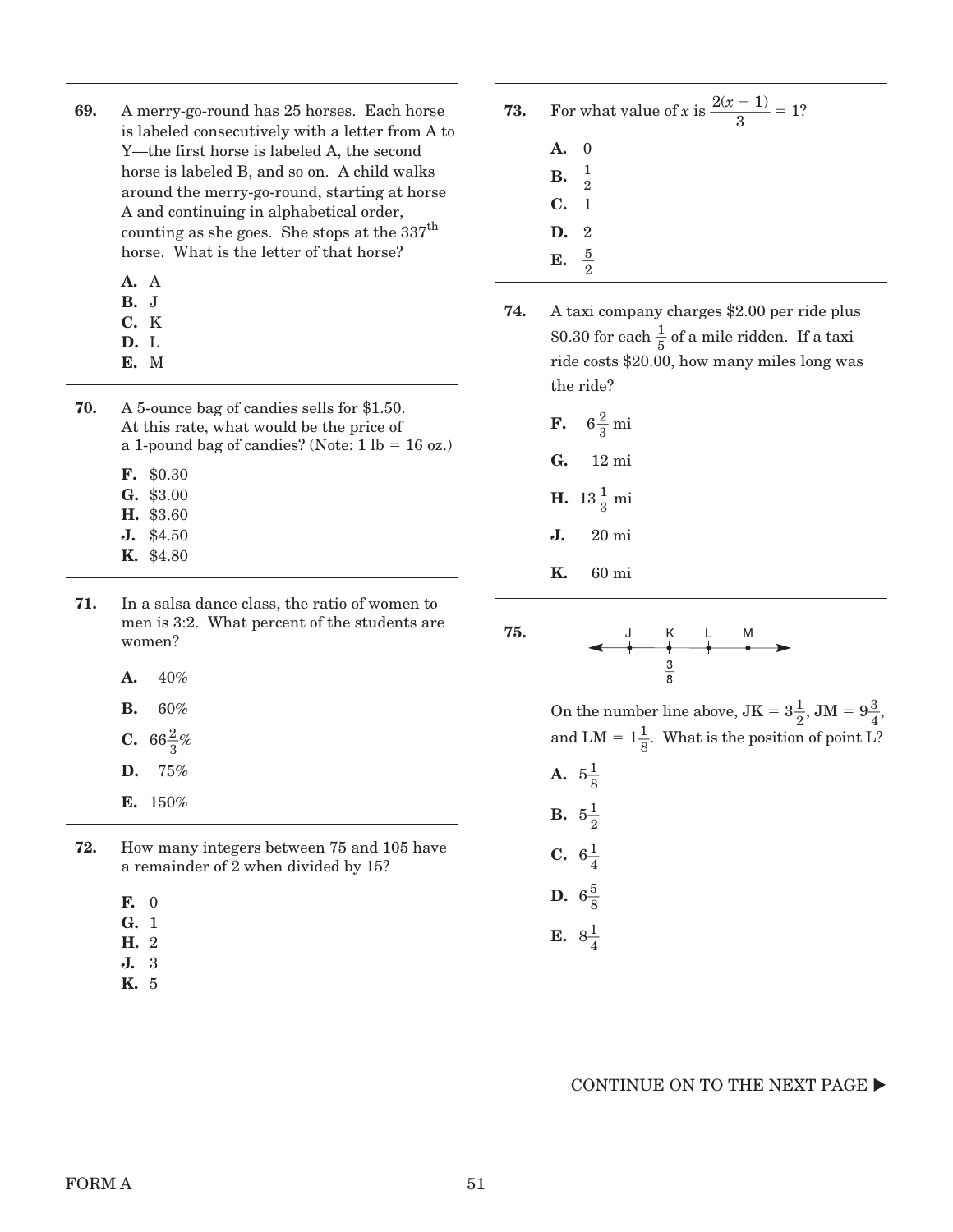**69.** A merry-go-round has 25 horses. Each horse is labeled consecutively with a letter from A to Y—the first horse is labeled A, the second horse is labeled B, and so on. A child walks around the merry-go-round, starting at horse A and continuing in alphabetical order, counting as she goes. She stops at the 337$^{th}$ horse. What is the letter of that horse?

- **A.** A
- **B.** J
- **C.** K
- **D.** L
- **E.** M

**70.** A 5-ounce bag of candies sells for $1.50. At this rate, what would be the price of a 1-pound bag of candies? (Note: 1 lb = 16 oz.)

- **F.** $0.30
- **G.** $3.00
- **H.** $3.60
- **J.** $4.50
- **K.** $4.80

**71.** In a salsa dance class, the ratio of women to men is 3:2. What percent of the students are women?

- **A.** 40%
- **B.** 60%
- **C.** $66\frac{2}{3}$%
- **D.** 75%
- **E.** 150%

**72.** How many integers between 75 and 105 have a remainder of 2 when divided by 15?

- **F.** 0
- **G.** 1
- **H.** 2
- **J.** 3
- **K.** 5

**73.** For what value of $x$ is $\frac{2(x + 1)}{3} = 1$?

- **A.** 0
- **B.** $\frac{1}{2}$
- **C.** 1
- **D.** 2
- **E.** $\frac{5}{2}$

**74.** A taxi company charges $2.00 per ride plus $0.30 for each $\frac{1}{5}$ of a mile ridden. If a taxi ride costs $20.00, how many miles long was the ride?

- **F.** $6\frac{2}{3}$ mi
- **G.** 12 mi
- **H.** $13\frac{1}{3}$ mi
- **J.** 20 mi
- **K.** 60 mi

**75.** (Number line with points J, K, L, M; K is labeled $\frac{3}{8}$)

On the number line above, JK = $3\frac{1}{2}$, JM = $9\frac{3}{4}$, and LM = $1\frac{1}{8}$. What is the position of point L?

- **A.** $5\frac{1}{8}$
- **B.** $5\frac{1}{2}$
- **C.** $6\frac{1}{4}$
- **D.** $6\frac{5}{8}$
- **E.** $8\frac{1}{4}$

CONTINUE ON TO THE NEXT PAGE ▶

FORM A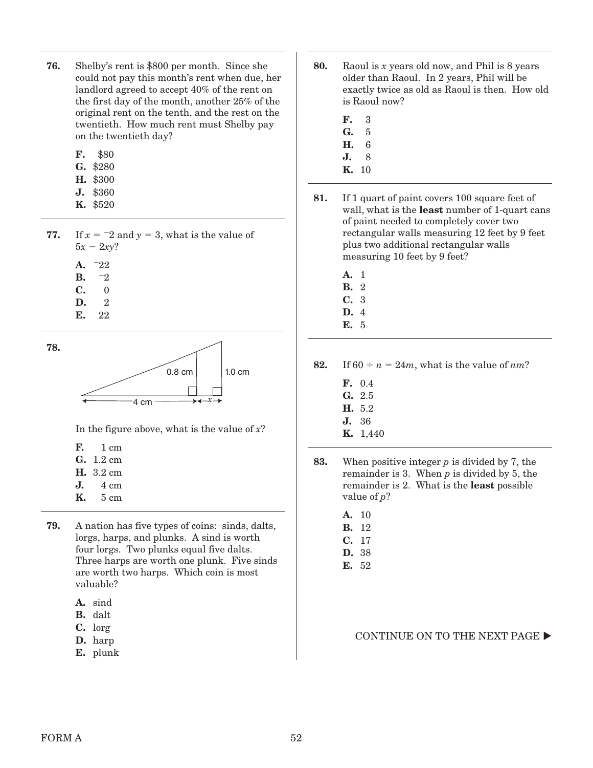**76.** Shelby's rent is \$800 per month. Since she could not pay this month's rent when due, her landlord agreed to accept 40% of the rent on the first day of the month, another 25% of the original rent on the tenth, and the rest on the twentieth. How much rent must Shelby pay on the twentieth day?

- **F.** \$80
- **G.** \$280
- **H.** \$300
- **J.** \$360
- **K.** \$520

**77.** If $x = {}^{-}2$ and $y = 3$, what is the value of $5x - 2xy$?

- **A.** $^{-}22$
- **B.** $^{-}2$
- **C.** 0
- **D.** 2
- **E.** 22

**78.**

(Figure: right triangle with base 4 cm, vertical segment 0.8 cm, and vertical side 1.0 cm; distance $x$ between the two vertical segments.)

In the figure above, what is the value of $x$?

- **F.** 1 cm
- **G.** 1.2 cm
- **H.** 3.2 cm
- **J.** 4 cm
- **K.** 5 cm

**79.** A nation has five types of coins: sinds, dalts, lorgs, harps, and plunks. A sind is worth four lorgs. Two plunks equal five dalts. Three harps are worth one plunk. Five sinds are worth two harps. Which coin is most valuable?

- **A.** sind
- **B.** dalt
- **C.** lorg
- **D.** harp
- **E.** plunk

**80.** Raoul is $x$ years old now, and Phil is 8 years older than Raoul. In 2 years, Phil will be exactly twice as old as Raoul is then. How old is Raoul now?

- **F.** 3
- **G.** 5
- **H.** 6
- **J.** 8
- **K.** 10

**81.** If 1 quart of paint covers 100 square feet of wall, what is the **least** number of 1-quart cans of paint needed to completely cover two rectangular walls measuring 12 feet by 9 feet plus two additional rectangular walls measuring 10 feet by 9 feet?

- **A.** 1
- **B.** 2
- **C.** 3
- **D.** 4
- **E.** 5

**82.** If $60 \div n = 24m$, what is the value of $nm$?

- **F.** 0.4
- **G.** 2.5
- **H.** 5.2
- **J.** 36
- **K.** 1,440

**83.** When positive integer $p$ is divided by 7, the remainder is 3. When $p$ is divided by 5, the remainder is 2. What is the **least** possible value of $p$?

- **A.** 10
- **B.** 12
- **C.** 17
- **D.** 38
- **E.** 52

CONTINUE ON TO THE NEXT PAGE ▶

FORM A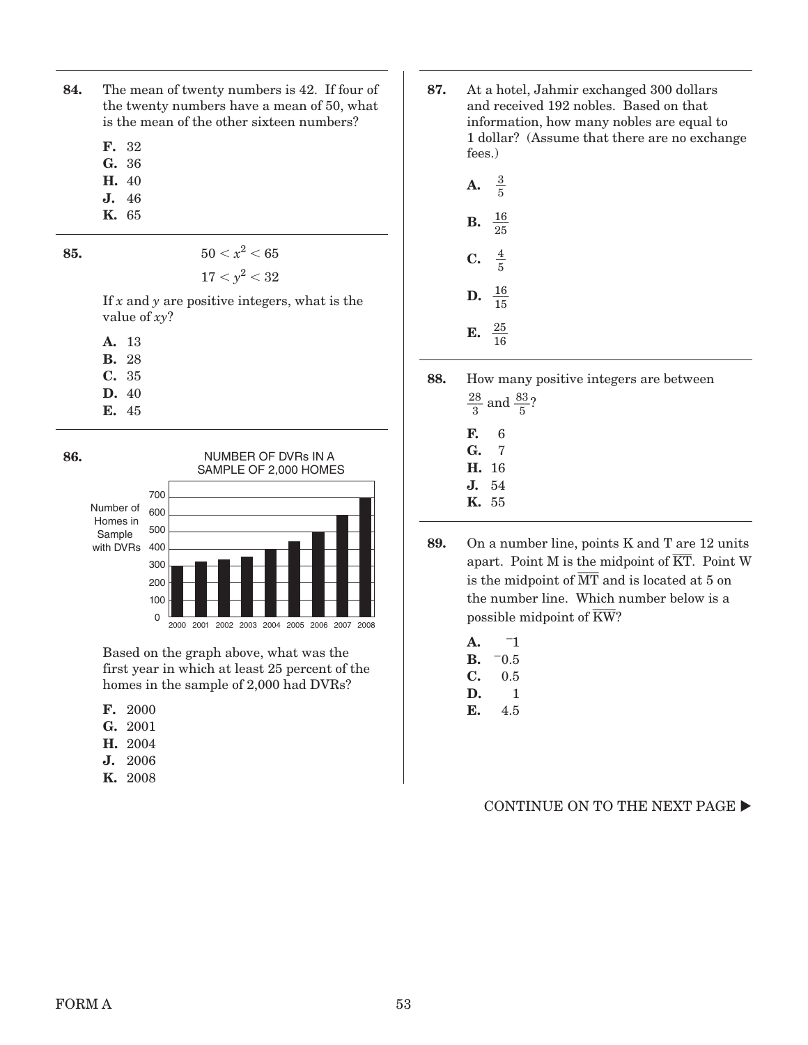**84.** The mean of twenty numbers is 42. If four of the twenty numbers have a mean of 50, what is the mean of the other sixteen numbers?

- **F.** 32
- **G.** 36
- **H.** 40
- **J.** 46
- **K.** 65

**85.**

$$50 < x^2 < 65$$
$$17 < y^2 < 32$$

If $x$ and $y$ are positive integers, what is the value of $xy$?

- **A.** 13
- **B.** 28
- **C.** 35
- **D.** 40
- **E.** 45

**86.**

NUMBER OF DVRs IN A SAMPLE OF 2,000 HOMES

| Year | Number of Homes in Sample with DVRs |
|---|---|
| 2000 | 300 |
| 2001 | 325 |
| 2002 | 340 |
| 2003 | 355 |
| 2004 | 395 |
| 2005 | 445 |
| 2006 | 500 |
| 2007 | 600 |
| 2008 | 700 |

Based on the graph above, what was the first year in which at least 25 percent of the homes in the sample of 2,000 had DVRs?

- **F.** 2000
- **G.** 2001
- **H.** 2004
- **J.** 2006
- **K.** 2008

**87.** At a hotel, Jahmir exchanged 300 dollars and received 192 nobles. Based on that information, how many nobles are equal to 1 dollar? (Assume that there are no exchange fees.)

- **A.** $\frac{3}{5}$
- **B.** $\frac{16}{25}$
- **C.** $\frac{4}{5}$
- **D.** $\frac{16}{15}$
- **E.** $\frac{25}{16}$

**88.** How many positive integers are between $\frac{28}{3}$ and $\frac{83}{5}$?

- **F.** 6
- **G.** 7
- **H.** 16
- **J.** 54
- **K.** 55

**89.** On a number line, points K and T are 12 units apart. Point M is the midpoint of $\overline{KT}$. Point W is the midpoint of $\overline{MT}$ and is located at 5 on the number line. Which number below is a possible midpoint of $\overline{KW}$?

- **A.** $^{-}1$
- **B.** $^{-}0.5$
- **C.** 0.5
- **D.** 1
- **E.** 4.5

CONTINUE ON TO THE NEXT PAGE ▶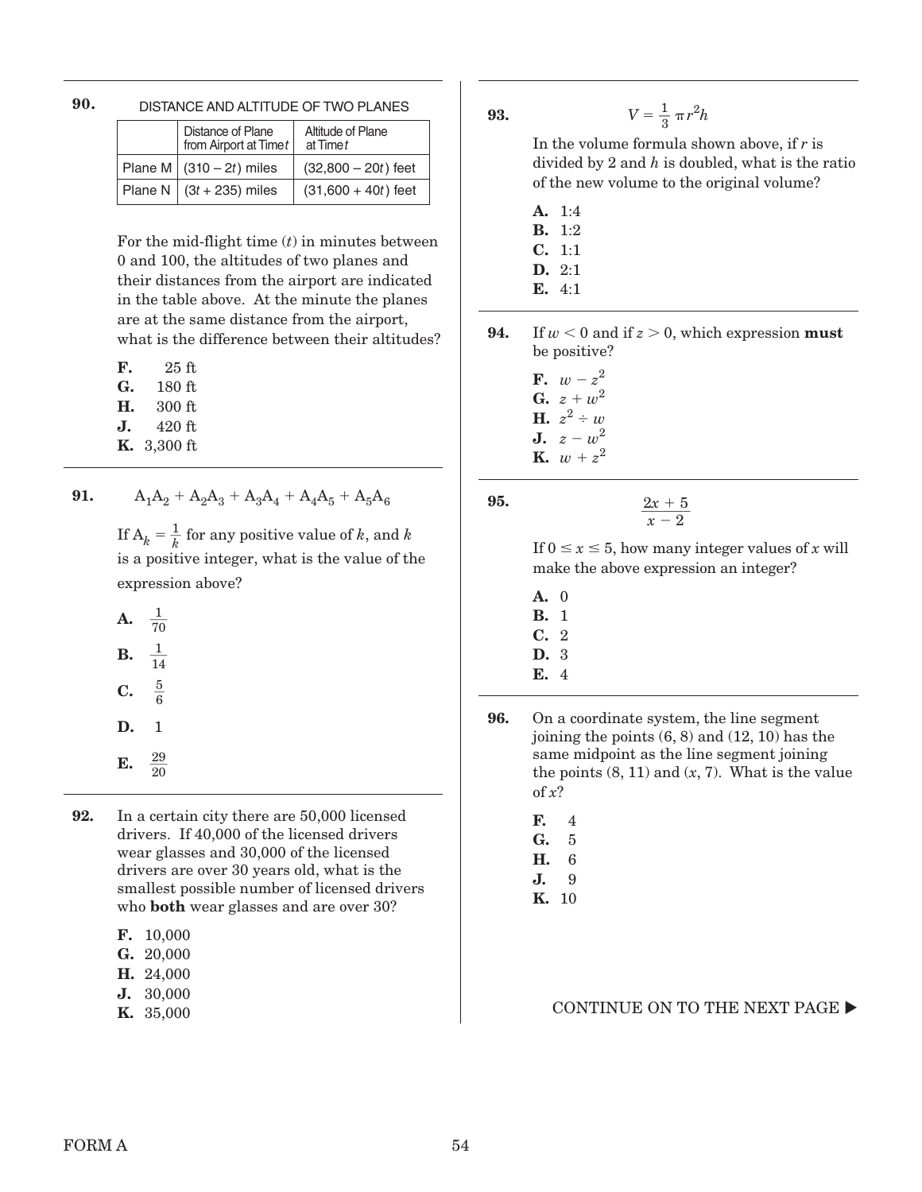**90.** DISTANCE AND ALTITUDE OF TWO PLANES

| | Distance of Plane from Airport at Time $t$ | Altitude of Plane at Time $t$ |
|---|---|---|
| Plane M | $(310 - 2t)$ miles | $(32{,}800 - 20t)$ feet |
| Plane N | $(3t + 235)$ miles | $(31{,}600 + 40t)$ feet |

For the mid-flight time ($t$) in minutes between 0 and 100, the altitudes of two planes and their distances from the airport are indicated in the table above. At the minute the planes are at the same distance from the airport, what is the difference between their altitudes?

**F.** 25 ft
**G.** 180 ft
**H.** 300 ft
**J.** 420 ft
**K.** 3,300 ft

---

**91.** $$A_1A_2 + A_2A_3 + A_3A_4 + A_4A_5 + A_5A_6$$

If $A_k = \frac{1}{k}$ for any positive value of $k$, and $k$ is a positive integer, what is the value of the expression above?

**A.** $\frac{1}{70}$
**B.** $\frac{1}{14}$
**C.** $\frac{5}{6}$
**D.** 1
**E.** $\frac{29}{20}$

---

**92.** In a certain city there are 50,000 licensed drivers. If 40,000 of the licensed drivers wear glasses and 30,000 of the licensed drivers are over 30 years old, what is the smallest possible number of licensed drivers who **both** wear glasses and are over 30?

**F.** 10,000
**G.** 20,000
**H.** 24,000
**J.** 30,000
**K.** 35,000

---

**93.** $$V = \frac{1}{3}\pi r^2 h$$

In the volume formula shown above, if $r$ is divided by 2 and $h$ is doubled, what is the ratio of the new volume to the original volume?

**A.** 1:4
**B.** 1:2
**C.** 1:1
**D.** 2:1
**E.** 4:1

---

**94.** If $w < 0$ and if $z > 0$, which expression **must** be positive?

**F.** $w - z^2$
**G.** $z + w^2$
**H.** $z^2 \div w$
**J.** $z - w^2$
**K.** $w + z^2$

---

**95.** $$\frac{2x + 5}{x - 2}$$

If $0 \leq x \leq 5$, how many integer values of $x$ will make the above expression an integer?

**A.** 0
**B.** 1
**C.** 2
**D.** 3
**E.** 4

---

**96.** On a coordinate system, the line segment joining the points (6, 8) and (12, 10) has the same midpoint as the line segment joining the points (8, 11) and ($x$, 7). What is the value of $x$?

**F.** 4
**G.** 5
**H.** 6
**J.** 9
**K.** 10

CONTINUE ON TO THE NEXT PAGE ▶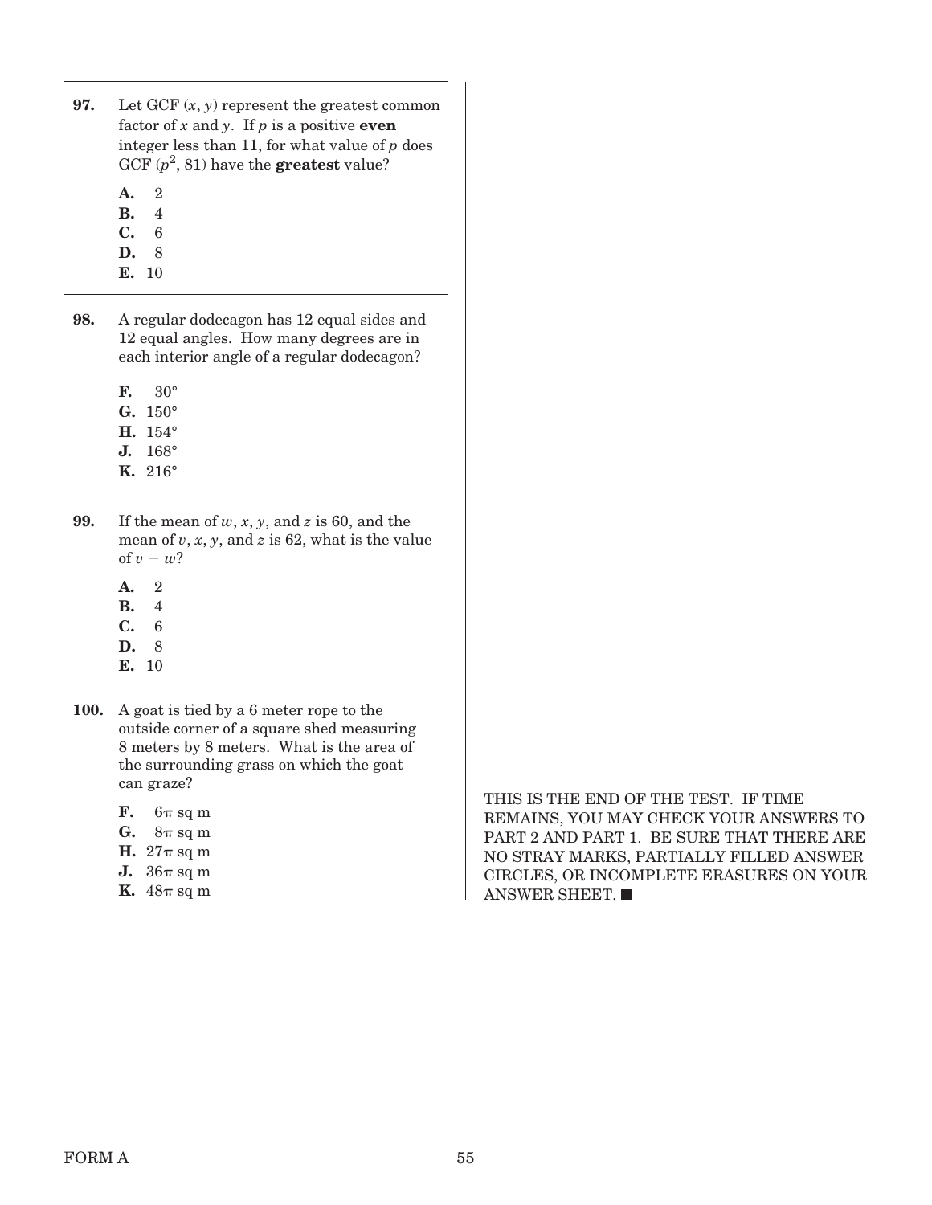**97.** Let GCF $(x, y)$ represent the greatest common factor of $x$ and $y$. If $p$ is a positive **even** integer less than 11, for what value of $p$ does GCF $(p^2, 81)$ have the **greatest** value?

- **A.** 2
- **B.** 4
- **C.** 6
- **D.** 8
- **E.** 10

---

**98.** A regular dodecagon has 12 equal sides and 12 equal angles. How many degrees are in each interior angle of a regular dodecagon?

- **F.** 30°
- **G.** 150°
- **H.** 154°
- **J.** 168°
- **K.** 216°

---

**99.** If the mean of $w$, $x$, $y$, and $z$ is 60, and the mean of $v$, $x$, $y$, and $z$ is 62, what is the value of $v - w$?

- **A.** 2
- **B.** 4
- **C.** 6
- **D.** 8
- **E.** 10

---

**100.** A goat is tied by a 6 meter rope to the outside corner of a square shed measuring 8 meters by 8 meters. What is the area of the surrounding grass on which the goat can graze?

- **F.** $6\pi$ sq m
- **G.** $8\pi$ sq m
- **H.** $27\pi$ sq m
- **J.** $36\pi$ sq m
- **K.** $48\pi$ sq m

THIS IS THE END OF THE TEST. IF TIME REMAINS, YOU MAY CHECK YOUR ANSWERS TO PART 2 AND PART 1. BE SURE THAT THERE ARE NO STRAY MARKS, PARTIALLY FILLED ANSWER CIRCLES, OR INCOMPLETE ERASURES ON YOUR ANSWER SHEET. ■

FORM A